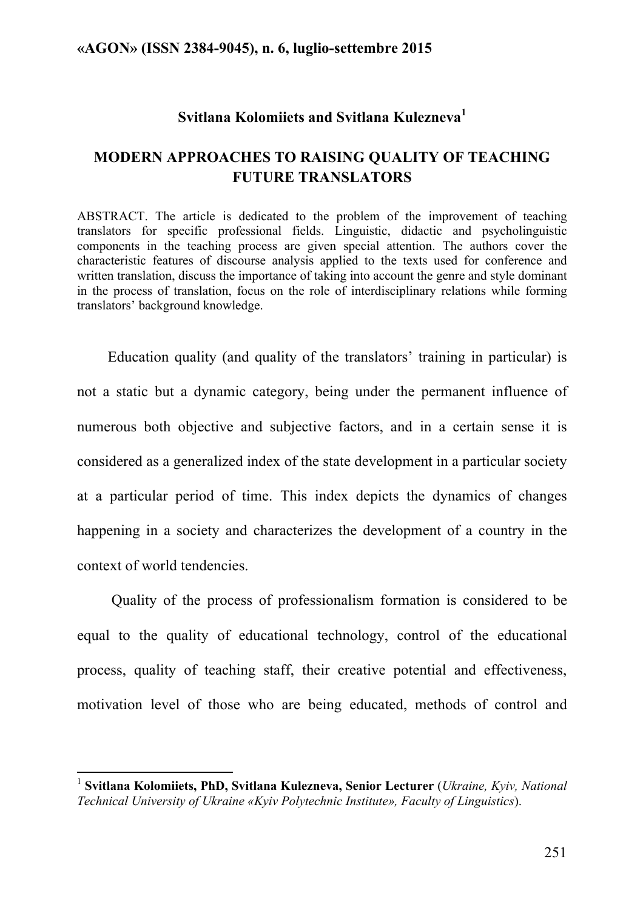**Svitlana Kolomiiets and Svitlana Kulezneva**[1]

# MODERN APPROACHES TO RAISING QUALITY OF TEACHING FUTURE TRANSLATORS

ABSTRACT. The article is dedicated to the problem of the improvement of teaching translators for specific professional fields. Linguistic, didactic and psycholinguistic components in the teaching process are given special attention. The authors cover the characteristic features of discourse analysis applied to the texts used for conference and written translation, discuss the importance of taking into account the genre and style dominant in the process of translation, focus on the role of interdisciplinary relations while forming translators' background knowledge.

Education quality (and quality of the translators' training in particular) is not a static but a dynamic category, being under the permanent influence of numerous both objective and subjective factors, and in a certain sense it is considered as a generalized index of the state development in a particular society at a particular period of time. This index depicts the dynamics of changes happening in a society and characterizes the development of a country in the context of world tendencies.

Quality of the process of professionalism formation is considered to be equal to the quality of educational technology, control of the educational process, quality of teaching staff, their creative potential and effectiveness, motivation level of those who are being educated, methods of control and

[1] **Svitlana Kolomiiets, PhD, Svitlana Kulezneva, Senior Lecturer** (*Ukraine, Kyiv, National Technical University of Ukraine «Kyiv Polytechnic Institute», Faculty of Linguistics*).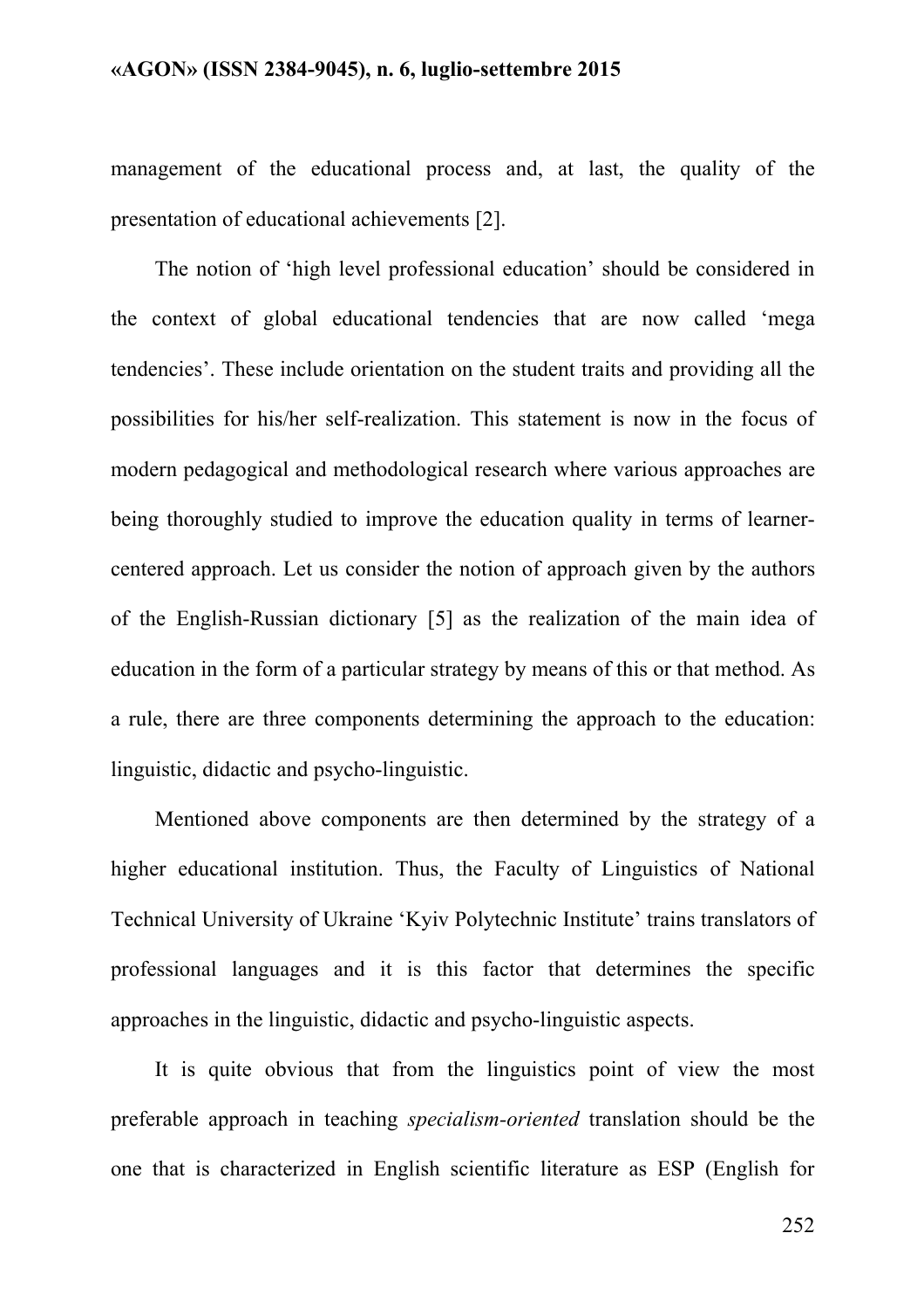management of the educational process and, at last, the quality of the presentation of educational achievements [2].

The notion of 'high level professional education' should be considered in the context of global educational tendencies that are now called 'mega tendencies'. These include orientation on the student traits and providing all the possibilities for his/her self-realization. This statement is now in the focus of modern pedagogical and methodological research where various approaches are being thoroughly studied to improve the education quality in terms of learner-centered approach. Let us consider the notion of approach given by the authors of the English-Russian dictionary [5] as the realization of the main idea of education in the form of a particular strategy by means of this or that method. As a rule, there are three components determining the approach to the education: linguistic, didactic and psycho-linguistic.

Mentioned above components are then determined by the strategy of a higher educational institution. Thus, the Faculty of Linguistics of National Technical University of Ukraine 'Kyiv Polytechnic Institute' trains translators of professional languages and it is this factor that determines the specific approaches in the linguistic, didactic and psycho-linguistic aspects.

It is quite obvious that from the linguistics point of view the most preferable approach in teaching *specialism-oriented* translation should be the one that is characterized in English scientific literature as ESP (English for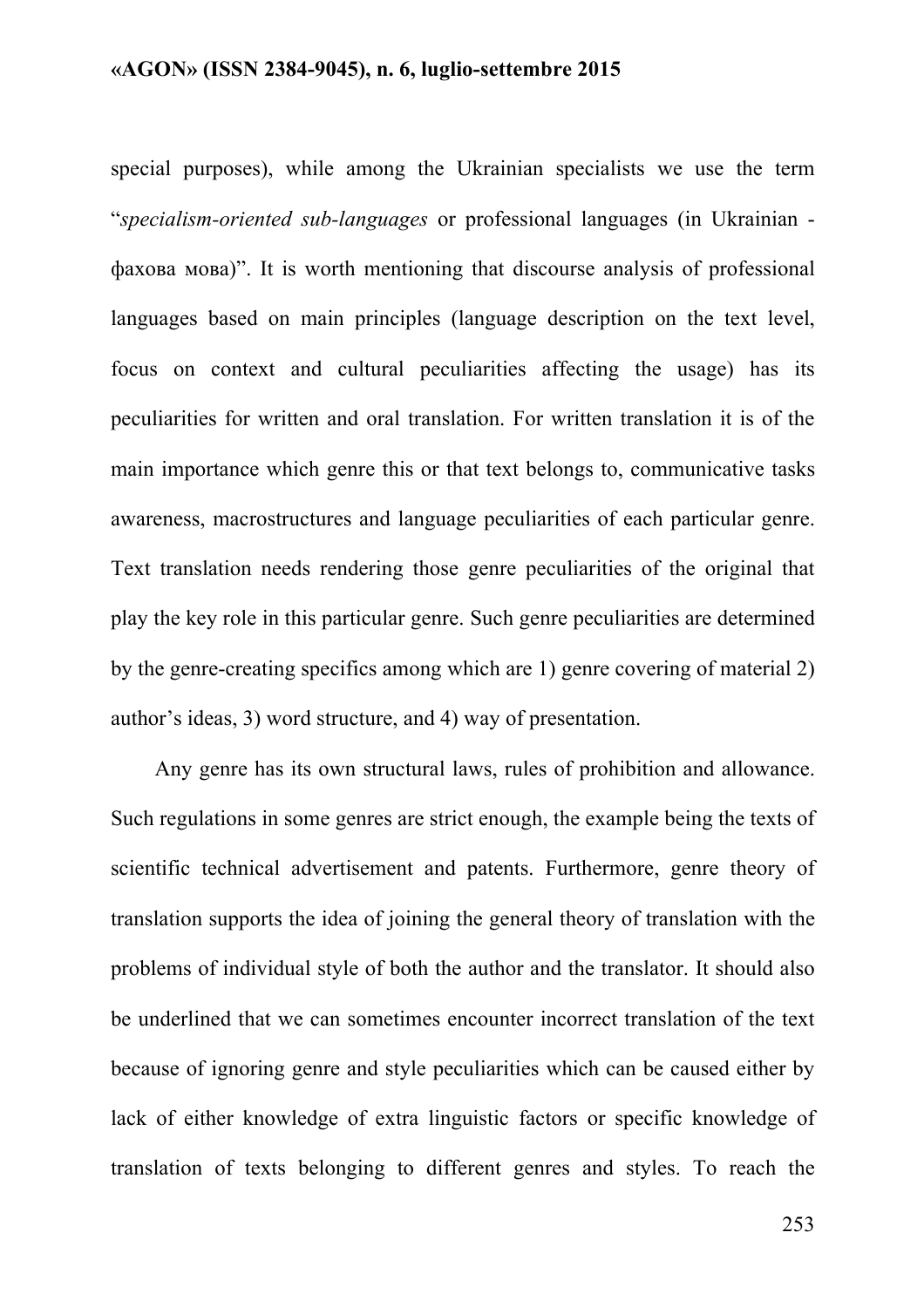special purposes), while among the Ukrainian specialists we use the term "*specialism-oriented sub-languages* or professional languages (in Ukrainian - фахова мова)". It is worth mentioning that discourse analysis of professional languages based on main principles (language description on the text level, focus on context and cultural peculiarities affecting the usage) has its peculiarities for written and oral translation. For written translation it is of the main importance which genre this or that text belongs to, communicative tasks awareness, macrostructures and language peculiarities of each particular genre. Text translation needs rendering those genre peculiarities of the original that play the key role in this particular genre. Such genre peculiarities are determined by the genre-creating specifics among which are 1) genre covering of material 2) author's ideas, 3) word structure, and 4) way of presentation.

Any genre has its own structural laws, rules of prohibition and allowance. Such regulations in some genres are strict enough, the example being the texts of scientific technical advertisement and patents. Furthermore, genre theory of translation supports the idea of joining the general theory of translation with the problems of individual style of both the author and the translator. It should also be underlined that we can sometimes encounter incorrect translation of the text because of ignoring genre and style peculiarities which can be caused either by lack of either knowledge of extra linguistic factors or specific knowledge of translation of texts belonging to different genres and styles. To reach the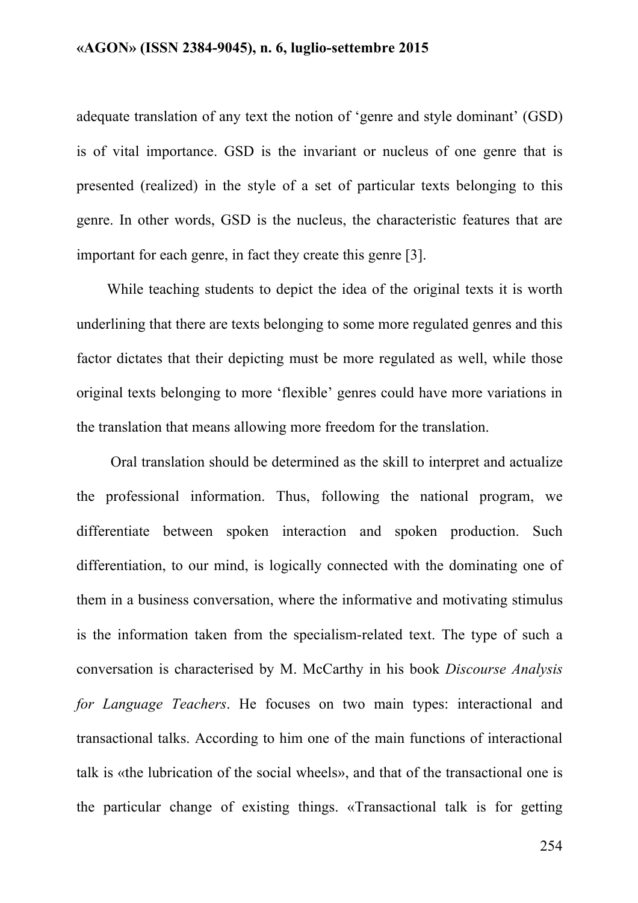adequate translation of any text the notion of 'genre and style dominant' (GSD) is of vital importance. GSD is the invariant or nucleus of one genre that is presented (realized) in the style of a set of particular texts belonging to this genre. In other words, GSD is the nucleus, the characteristic features that are important for each genre, in fact they create this genre [3].

While teaching students to depict the idea of the original texts it is worth underlining that there are texts belonging to some more regulated genres and this factor dictates that their depicting must be more regulated as well, while those original texts belonging to more 'flexible' genres could have more variations in the translation that means allowing more freedom for the translation.

Oral translation should be determined as the skill to interpret and actualize the professional information. Thus, following the national program, we differentiate between spoken interaction and spoken production. Such differentiation, to our mind, is logically connected with the dominating one of them in a business conversation, where the informative and motivating stimulus is the information taken from the specialism-related text. The type of such a conversation is characterised by M. McCarthy in his book *Discourse Analysis for Language Teachers*. He focuses on two main types: interactional and transactional talks. According to him one of the main functions of interactional talk is «the lubrication of the social wheels», and that of the transactional one is the particular change of existing things. «Transactional talk is for getting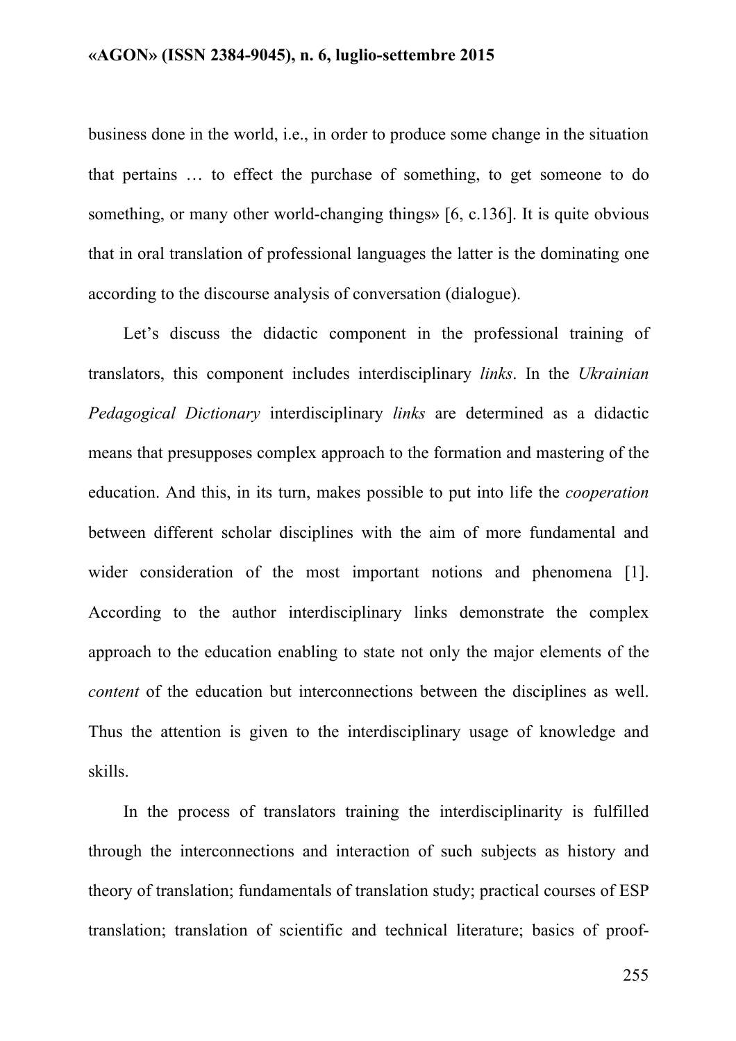business done in the world, i.e., in order to produce some change in the situation that pertains … to effect the purchase of something, to get someone to do something, or many other world-changing things» [6, c.136]. It is quite obvious that in oral translation of professional languages the latter is the dominating one according to the discourse analysis of conversation (dialogue).

Let's discuss the didactic component in the professional training of translators, this component includes interdisciplinary *links*. In the *Ukrainian Pedagogical Dictionary* interdisciplinary *links* are determined as a didactic means that presupposes complex approach to the formation and mastering of the education. And this, in its turn, makes possible to put into life the *cooperation* between different scholar disciplines with the aim of more fundamental and wider consideration of the most important notions and phenomena [1]. According to the author interdisciplinary links demonstrate the complex approach to the education enabling to state not only the major elements of the *content* of the education but interconnections between the disciplines as well. Thus the attention is given to the interdisciplinary usage of knowledge and skills.

In the process of translators training the interdisciplinarity is fulfilled through the interconnections and interaction of such subjects as history and theory of translation; fundamentals of translation study; practical courses of ESP translation; translation of scientific and technical literature; basics of proof-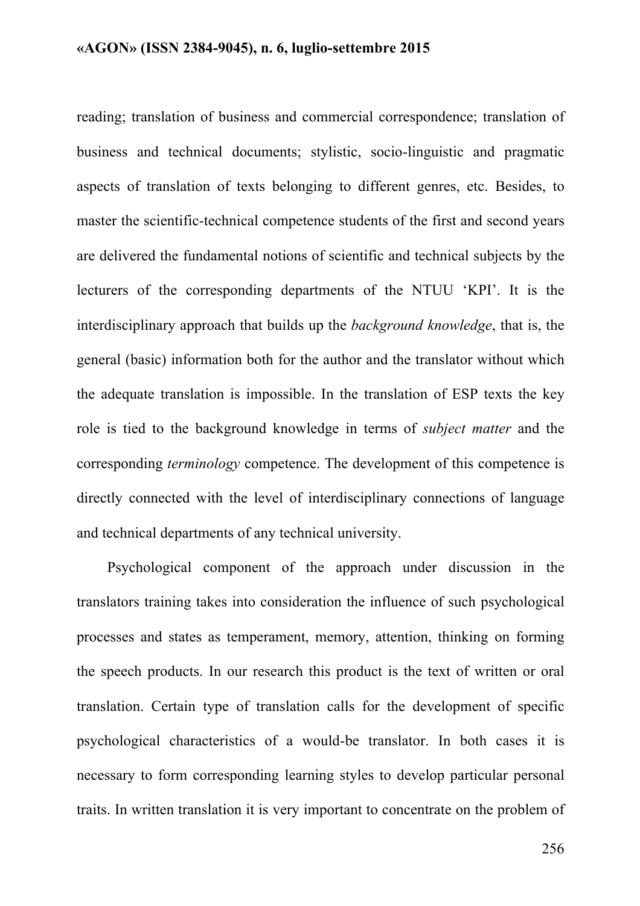reading; translation of business and commercial correspondence; translation of business and technical documents; stylistic, socio-linguistic and pragmatic aspects of translation of texts belonging to different genres, etc. Besides, to master the scientific-technical competence students of the first and second years are delivered the fundamental notions of scientific and technical subjects by the lecturers of the corresponding departments of the NTUU 'KPI'. It is the interdisciplinary approach that builds up the *background knowledge*, that is, the general (basic) information both for the author and the translator without which the adequate translation is impossible. In the translation of ESP texts the key role is tied to the background knowledge in terms of *subject matter* and the corresponding *terminology* competence. The development of this competence is directly connected with the level of interdisciplinary connections of language and technical departments of any technical university.

Psychological component of the approach under discussion in the translators training takes into consideration the influence of such psychological processes and states as temperament, memory, attention, thinking on forming the speech products. In our research this product is the text of written or oral translation. Certain type of translation calls for the development of specific psychological characteristics of a would-be translator. In both cases it is necessary to form corresponding learning styles to develop particular personal traits. In written translation it is very important to concentrate on the problem of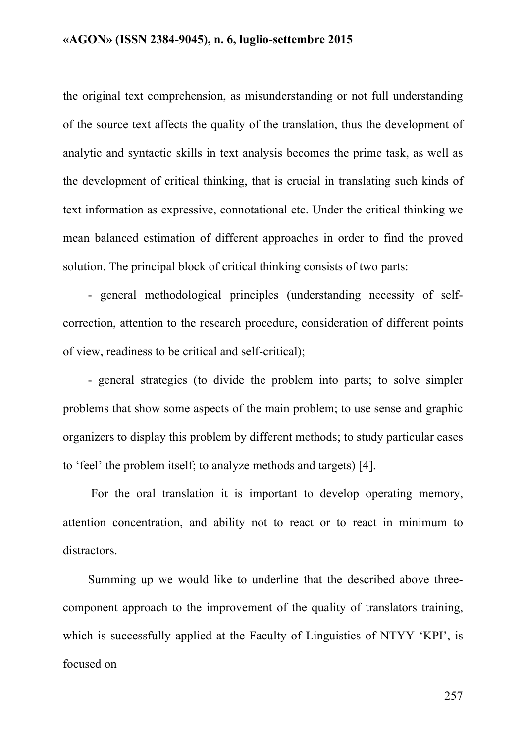the original text comprehension, as misunderstanding or not full understanding of the source text affects the quality of the translation, thus the development of analytic and syntactic skills in text analysis becomes the prime task, as well as the development of critical thinking, that is crucial in translating such kinds of text information as expressive, connotational etc. Under the critical thinking we mean balanced estimation of different approaches in order to find the proved solution. The principal block of critical thinking consists of two parts:

- general methodological principles (understanding necessity of self-correction, attention to the research procedure, consideration of different points of view, readiness to be critical and self-critical);
- general strategies (to divide the problem into parts; to solve simpler problems that show some aspects of the main problem; to use sense and graphic organizers to display this problem by different methods; to study particular cases to 'feel' the problem itself; to analyze methods and targets) [4].

For the oral translation it is important to develop operating memory, attention concentration, and ability not to react or to react in minimum to distractors.

Summing up we would like to underline that the described above three-component approach to the improvement of the quality of translators training, which is successfully applied at the Faculty of Linguistics of NTYY 'KPI', is focused on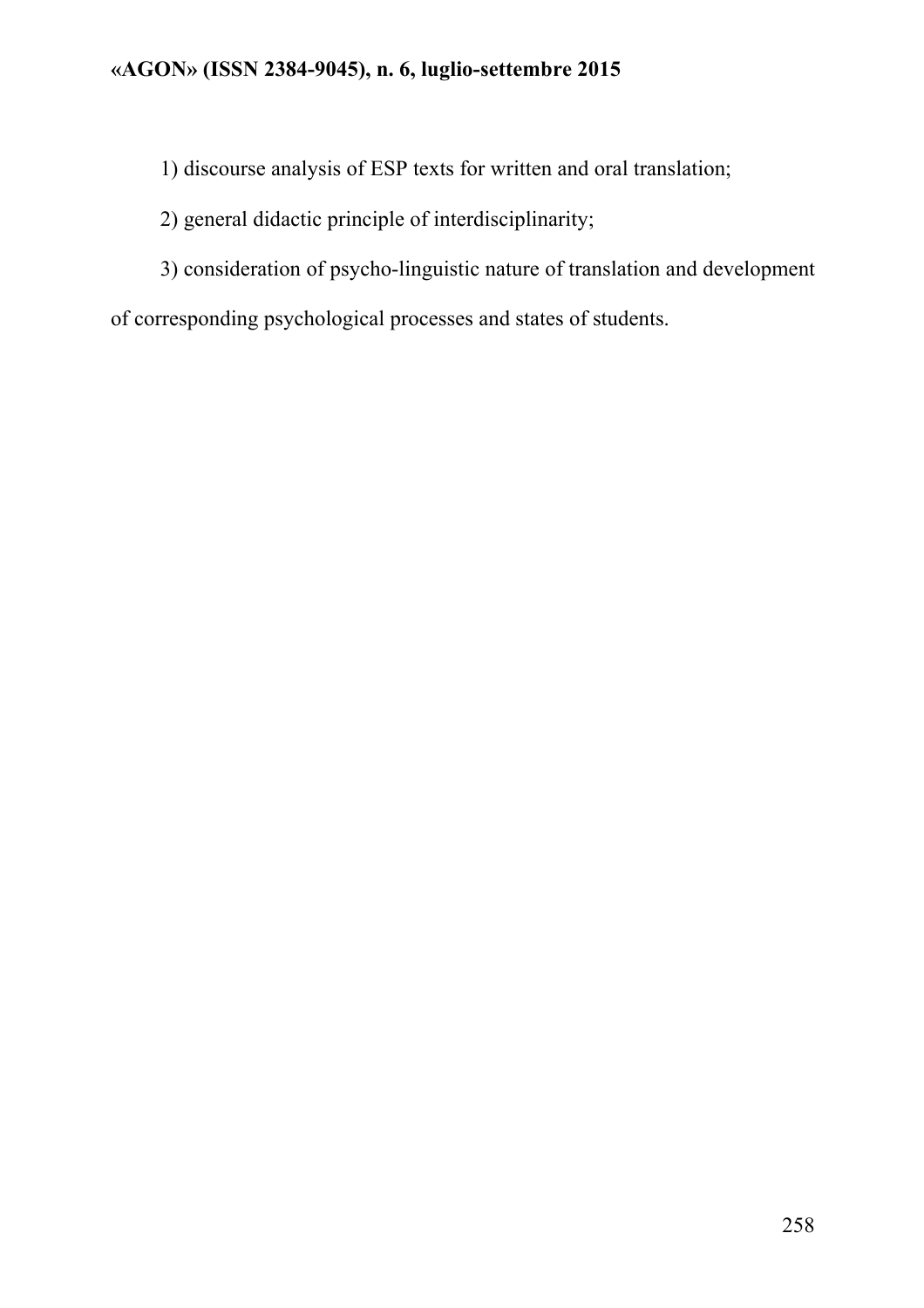1) discourse analysis of ESP texts for written and oral translation;

2) general didactic principle of interdisciplinarity;

3) consideration of psycho-linguistic nature of translation and development of corresponding psychological processes and states of students.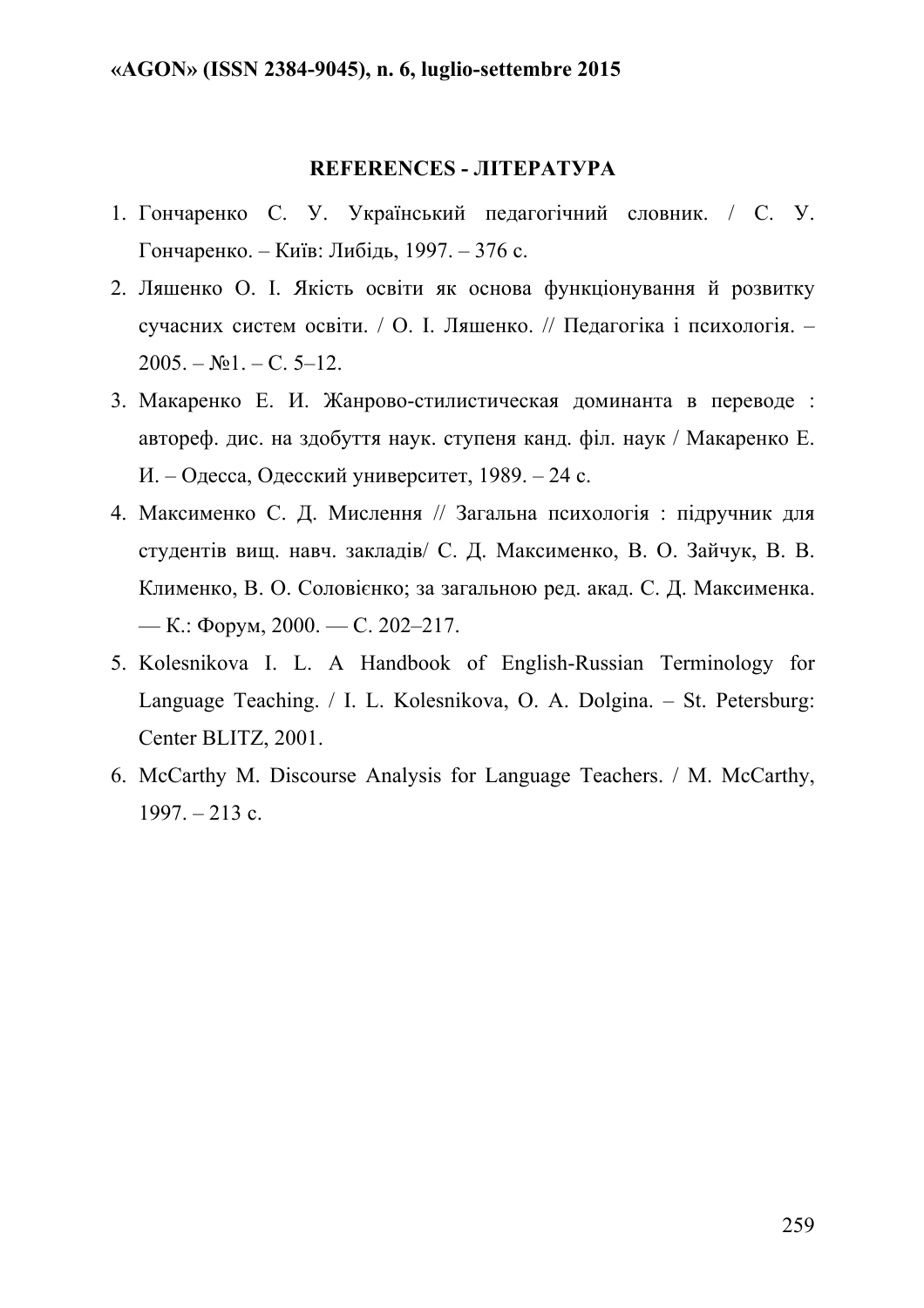## REFERENCES - ЛІТЕРАТУРА

1. Гончаренко С. У. Український педагогічний словник. / С. У. Гончаренко. – Київ: Либідь, 1997. – 376 с.
2. Ляшенко О. І. Якість освіти як основа функціонування й розвитку сучасних систем освіти. / О. І. Ляшенко. // Педагогіка і психологія. – 2005. – №1. – С. 5–12.
3. Макаренко Е. И. Жанрово-стилистическая доминанта в переводе : автореф. дис. на здобуття наук. ступеня канд. філ. наук / Макаренко Е. И. – Одесса, Одесский университет, 1989. – 24 с.
4. Максименко С. Д. Мислення // Загальна психологія : підручник для студентів вищ. навч. закладів/ С. Д. Максименко, В. О. Зайчук, В. В. Клименко, В. О. Соловієнко; за загальною ред. акад. С. Д. Максименка. — К.: Форум, 2000. — С. 202–217.
5. Kolesnikova I. L. A Handbook of English-Russian Terminology for Language Teaching. / I. L. Kolesnikova, O. A. Dolgina. – St. Petersburg: Center BLITZ, 2001.
6. McCarthy M. Discourse Analysis for Language Teachers. / M. McCarthy, 1997. – 213 с.